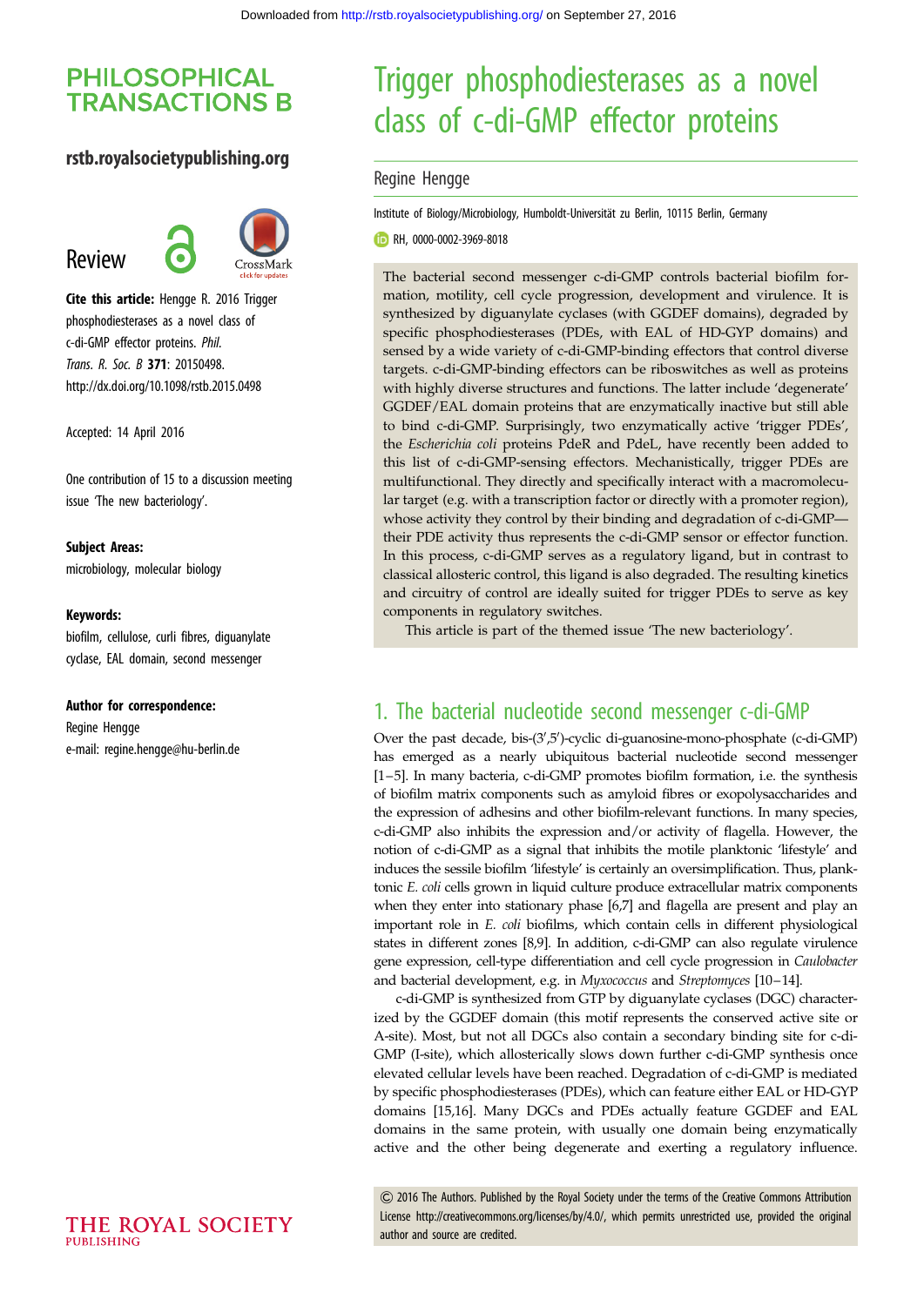PHILOSOPHICAL TRANSACTIONS B

rstb.royalsocietypublishing.org

Review

**Cite this article:** Hengge R. 2016 Trigger phosphodiesterases as a novel class of c-di-GMP effector proteins. *Phil. Trans. R. Soc. B* **371**: 20150498. http://dx.doi.org/10.1098/rstb.2015.0498

Accepted: 14 April 2016

One contribution of 15 to a discussion meeting issue 'The new bacteriology'.

**Subject Areas:**
microbiology, molecular biology

**Keywords:**
biofilm, cellulose, curli fibres, diguanylate cyclase, EAL domain, second messenger

**Author for correspondence:**
Regine Hengge
e-mail: regine.hengge@hu-berlin.de

# Trigger phosphodiesterases as a novel class of c-di-GMP effector proteins

Regine Hengge

Institute of Biology/Microbiology, Humboldt-Universität zu Berlin, 10115 Berlin, Germany

RH, 0000-0002-3969-8018

The bacterial second messenger c-di-GMP controls bacterial biofilm formation, motility, cell cycle progression, development and virulence. It is synthesized by diguanylate cyclases (with GGDEF domains), degraded by specific phosphodiesterases (PDEs, with EAL of HD-GYP domains) and sensed by a wide variety of c-di-GMP-binding effectors that control diverse targets. c-di-GMP-binding effectors can be riboswitches as well as proteins with highly diverse structures and functions. The latter include 'degenerate' GGDEF/EAL domain proteins that are enzymatically inactive but still able to bind c-di-GMP. Surprisingly, two enzymatically active 'trigger PDEs', the *Escherichia coli* proteins PdeR and PdeL, have recently been added to this list of c-di-GMP-sensing effectors. Mechanistically, trigger PDEs are multifunctional. They directly and specifically interact with a macromolecular target (e.g. with a transcription factor or directly with a promoter region), whose activity they control by their binding and degradation of c-di-GMP—their PDE activity thus represents the c-di-GMP sensor or effector function. In this process, c-di-GMP serves as a regulatory ligand, but in contrast to classical allosteric control, this ligand is also degraded. The resulting kinetics and circuitry of control are ideally suited for trigger PDEs to serve as key components in regulatory switches.

This article is part of the themed issue 'The new bacteriology'.

## 1. The bacterial nucleotide second messenger c-di-GMP

Over the past decade, bis-(3′,5′)-cyclic di-guanosine-mono-phosphate (c-di-GMP) has emerged as a nearly ubiquitous bacterial nucleotide second messenger [1–5]. In many bacteria, c-di-GMP promotes biofilm formation, i.e. the synthesis of biofilm matrix components such as amyloid fibres or exopolysaccharides and the expression of adhesins and other biofilm-relevant functions. In many species, c-di-GMP also inhibits the expression and/or activity of flagella. However, the notion of c-di-GMP as a signal that inhibits the motile planktonic 'lifestyle' and induces the sessile biofilm 'lifestyle' is certainly an oversimplification. Thus, planktonic *E. coli* cells grown in liquid culture produce extracellular matrix components when they enter into stationary phase [6,7] and flagella are present and play an important role in *E. coli* biofilms, which contain cells in different physiological states in different zones [8,9]. In addition, c-di-GMP can also regulate virulence gene expression, cell-type differentiation and cell cycle progression in *Caulobacter* and bacterial development, e.g. in *Myxococcus* and *Streptomyces* [10–14].

c-di-GMP is synthesized from GTP by diguanylate cyclases (DGC) characterized by the GGDEF domain (this motif represents the conserved active site or A-site). Most, but not all DGCs also contain a secondary binding site for c-di-GMP (I-site), which allosterically slows down further c-di-GMP synthesis once elevated cellular levels have been reached. Degradation of c-di-GMP is mediated by specific phosphodiesterases (PDEs), which can feature either EAL or HD-GYP domains [15,16]. Many DGCs and PDEs actually feature GGDEF and EAL domains in the same protein, with usually one domain being enzymatically active and the other being degenerate and exerting a regulatory influence.

© 2016 The Authors. Published by the Royal Society under the terms of the Creative Commons Attribution License http://creativecommons.org/licenses/by/4.0/, which permits unrestricted use, provided the original author and source are credited.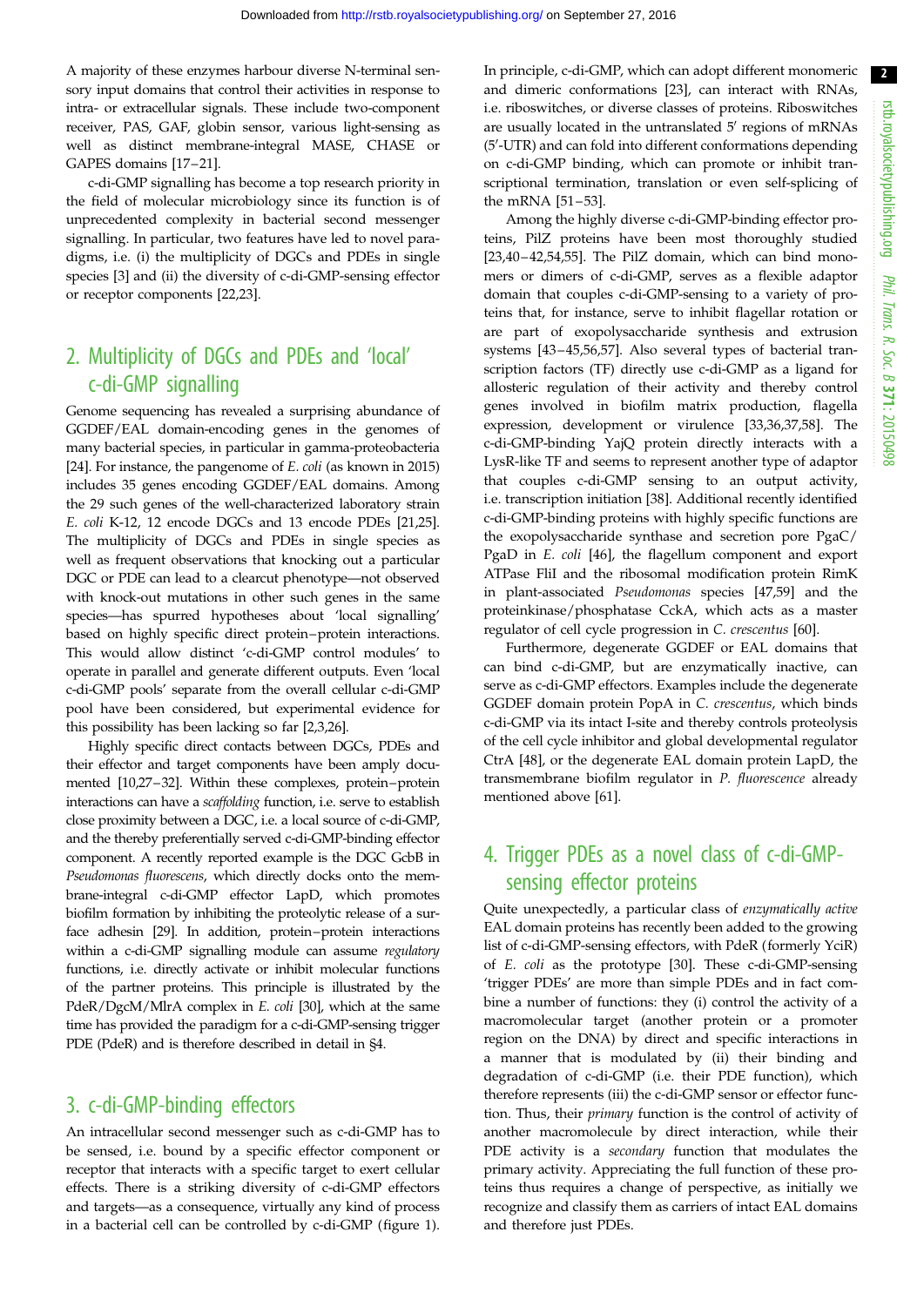A majority of these enzymes harbour diverse N-terminal sensory input domains that control their activities in response to intra- or extracellular signals. These include two-component receiver, PAS, GAF, globin sensor, various light-sensing as well as distinct membrane-integral MASE, CHASE or GAPES domains [17–21].

c-di-GMP signalling has become a top research priority in the field of molecular microbiology since its function is of unprecedented complexity in bacterial second messenger signalling. In particular, two features have led to novel paradigms, i.e. (i) the multiplicity of DGCs and PDEs in single species [3] and (ii) the diversity of c-di-GMP-sensing effector or receptor components [22,23].

## 2. Multiplicity of DGCs and PDEs and 'local' c-di-GMP signalling

Genome sequencing has revealed a surprising abundance of GGDEF/EAL domain-encoding genes in the genomes of many bacterial species, in particular in gamma-proteobacteria [24]. For instance, the pangenome of *E. coli* (as known in 2015) includes 35 genes encoding GGDEF/EAL domains. Among the 29 such genes of the well-characterized laboratory strain *E. coli* K-12, 12 encode DGCs and 13 encode PDEs [21,25]. The multiplicity of DGCs and PDEs in single species as well as frequent observations that knocking out a particular DGC or PDE can lead to a clearcut phenotype—not observed with knock-out mutations in other such genes in the same species—has spurred hypotheses about 'local signalling' based on highly specific direct protein–protein interactions. This would allow distinct 'c-di-GMP control modules' to operate in parallel and generate different outputs. Even 'local c-di-GMP pools' separate from the overall cellular c-di-GMP pool have been considered, but experimental evidence for this possibility has been lacking so far [2,3,26].

Highly specific direct contacts between DGCs, PDEs and their effector and target components have been amply documented [10,27–32]. Within these complexes, protein–protein interactions can have a *scaffolding* function, i.e. serve to establish close proximity between a DGC, i.e. a local source of c-di-GMP, and the thereby preferentially served c-di-GMP-binding effector component. A recently reported example is the DGC GcbB in *Pseudomonas fluorescens*, which directly docks onto the membrane-integral c-di-GMP effector LapD, which promotes biofilm formation by inhibiting the proteolytic release of a surface adhesin [29]. In addition, protein–protein interactions within a c-di-GMP signalling module can assume *regulatory* functions, i.e. directly activate or inhibit molecular functions of the partner proteins. This principle is illustrated by the PdeR/DgcM/MlrA complex in *E. coli* [30], which at the same time has provided the paradigm for a c-di-GMP-sensing trigger PDE (PdeR) and is therefore described in detail in §4.

## 3. c-di-GMP-binding effectors

An intracellular second messenger such as c-di-GMP has to be sensed, i.e. bound by a specific effector component or receptor that interacts with a specific target to exert cellular effects. There is a striking diversity of c-di-GMP effectors and targets—as a consequence, virtually any kind of process in a bacterial cell can be controlled by c-di-GMP (figure 1). In principle, c-di-GMP, which can adopt different monomeric and dimeric conformations [23], can interact with RNAs, i.e. riboswitches, or diverse classes of proteins. Riboswitches are usually located in the untranslated 5′ regions of mRNAs (5′-UTR) and can fold into different conformations depending on c-di-GMP binding, which can promote or inhibit transcriptional termination, translation or even self-splicing of the mRNA [51–53].

Among the highly diverse c-di-GMP-binding effector proteins, PilZ proteins have been most thoroughly studied [23,40–42,54,55]. The PilZ domain, which can bind monomers or dimers of c-di-GMP, serves as a flexible adaptor domain that couples c-di-GMP-sensing to a variety of proteins that, for instance, serve to inhibit flagellar rotation or are part of exopolysaccharide synthesis and extrusion systems [43–45,56,57]. Also several types of bacterial transcription factors (TF) directly use c-di-GMP as a ligand for allosteric regulation of their activity and thereby control genes involved in biofilm matrix production, flagella expression, development or virulence [33,36,37,58]. The c-di-GMP-binding YajQ protein directly interacts with a LysR-like TF and seems to represent another type of adaptor that couples c-di-GMP sensing to an output activity, i.e. transcription initiation [38]. Additional recently identified c-di-GMP-binding proteins with highly specific functions are the exopolysaccharide synthase and secretion pore PgaC/PgaD in *E. coli* [46], the flagellum component and export ATPase FliI and the ribosomal modification protein RimK in plant-associated *Pseudomonas* species [47,59] and the proteinkinase/phosphatase CckA, which acts as a master regulator of cell cycle progression in *C. crescentus* [60].

Furthermore, degenerate GGDEF or EAL domains that can bind c-di-GMP, but are enzymatically inactive, can serve as c-di-GMP effectors. Examples include the degenerate GGDEF domain protein PopA in *C. crescentus*, which binds c-di-GMP via its intact I-site and thereby controls proteolysis of the cell cycle inhibitor and global developmental regulator CtrA [48], or the degenerate EAL domain protein LapD, the transmembrane biofilm regulator in *P. fluorescence* already mentioned above [61].

## 4. Trigger PDEs as a novel class of c-di-GMP-sensing effector proteins

Quite unexpectedly, a particular class of *enzymatically active* EAL domain proteins has recently been added to the growing list of c-di-GMP-sensing effectors, with PdeR (formerly YciR) of *E. coli* as the prototype [30]. These c-di-GMP-sensing 'trigger PDEs' are more than simple PDEs and in fact combine a number of functions: they (i) control the activity of a macromolecular target (another protein or a promoter region on the DNA) by direct and specific interactions in a manner that is modulated by (ii) their binding and degradation of c-di-GMP (i.e. their PDE function), which therefore represents (iii) the c-di-GMP sensor or effector function. Thus, their *primary* function is the control of activity of another macromolecule by direct interaction, while their PDE activity is a *secondary* function that modulates the primary activity. Appreciating the full function of these proteins thus requires a change of perspective, as initially we recognize and classify them as carriers of intact EAL domains and therefore just PDEs.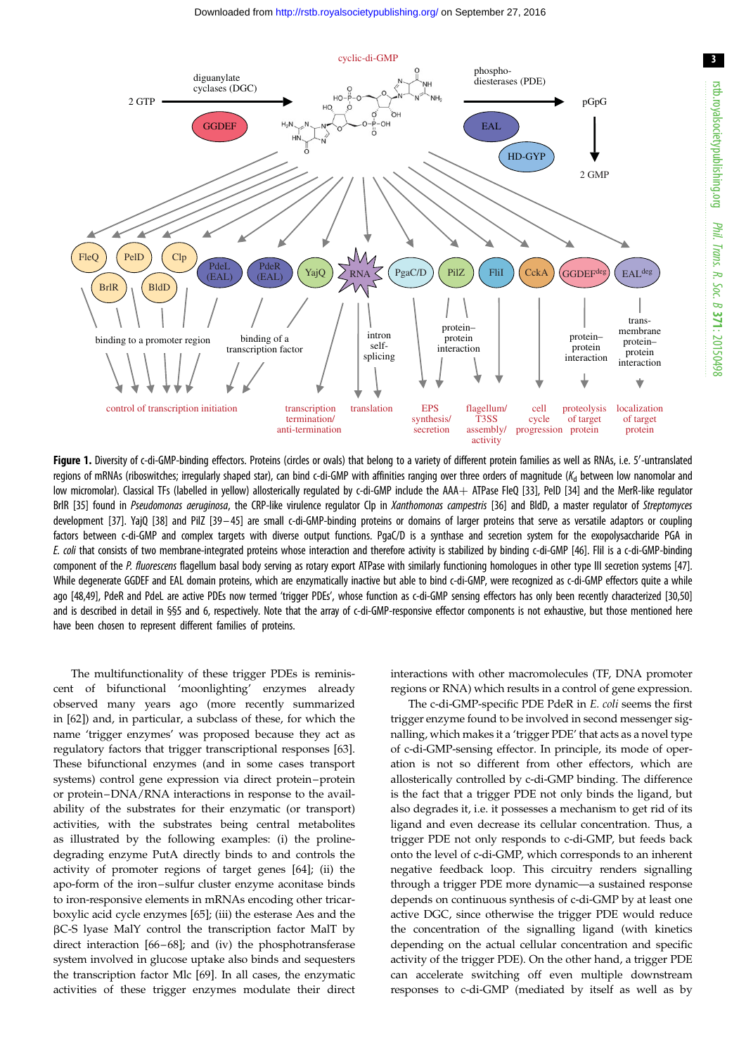Figure 1. Diversity of c-di-GMP-binding effectors. Proteins (circles or ovals) that belong to a variety of different protein families as well as RNAs, i.e. 5′-untranslated regions of mRNAs (riboswitches; irregularly shaped star), can bind c-di-GMP with affinities ranging over three orders of magnitude ($K_d$ between low nanomolar and low micromolar). Classical TFs (labelled in yellow) allosterically regulated by c-di-GMP include the AAA+ ATPase FleQ [33], PelD [34] and the MerR-like regulator BrlR [35] found in *Pseudomonas aeruginosa*, the CRP-like virulence regulator Clp in *Xanthomonas campestris* [36] and BldD, a master regulator of *Streptomyces* development [37]. YajQ [38] and PilZ [39–45] are small c-di-GMP-binding proteins or domains of larger proteins that serve as versatile adaptors or coupling factors between c-di-GMP and complex targets with diverse output functions. PgaC/D is a synthase and secretion system for the exopolysaccharide PGA in *E. coli* that consists of two membrane-integrated proteins whose interaction and therefore activity is stabilized by binding c-di-GMP [46]. FliI is a c-di-GMP-binding component of the *P. fluorescens* flagellum basal body serving as rotary export ATPase with similarly functioning homologues in other type III secretion systems [47]. While degenerate GGDEF and EAL domain proteins, which are enzymatically inactive but able to bind c-di-GMP, were recognized as c-di-GMP effectors quite a while ago [48,49], PdeR and PdeL are active PDEs now termed 'trigger PDEs', whose function as c-di-GMP sensing effectors has only been recently characterized [30,50] and is described in detail in §§5 and 6, respectively. Note that the array of c-di-GMP-responsive effector components is not exhaustive, but those mentioned here have been chosen to represent different families of proteins.

The multifunctionality of these trigger PDEs is reminiscent of bifunctional 'moonlighting' enzymes already observed many years ago (more recently summarized in [62]) and, in particular, a subclass of these, for which the name 'trigger enzymes' was proposed because they act as regulatory factors that trigger transcriptional responses [63]. These bifunctional enzymes (and in some cases transport systems) control gene expression via direct protein–protein or protein–DNA/RNA interactions in response to the availability of the substrates for their enzymatic (or transport) activities, with the substrates being central metabolites as illustrated by the following examples: (i) the proline-degrading enzyme PutA directly binds to and controls the activity of promoter regions of target genes [64]; (ii) the apo-form of the iron–sulfur cluster enzyme aconitase binds to iron-responsive elements in mRNAs encoding other tricarboxylic acid cycle enzymes [65]; (iii) the esterase Aes and the βC-S lyase MalY control the transcription factor MalT by direct interaction [66–68]; and (iv) the phosphotransferase system involved in glucose uptake also binds and sequesters the transcription factor Mlc [69]. In all cases, the enzymatic activities of these trigger enzymes modulate their direct interactions with other macromolecules (TF, DNA promoter regions or RNA) which results in a control of gene expression.

The c-di-GMP-specific PDE PdeR in *E. coli* seems the first trigger enzyme found to be involved in second messenger signalling, which makes it a 'trigger PDE' that acts as a novel type of c-di-GMP-sensing effector. In principle, its mode of operation is not so different from other effectors, which are allosterically controlled by c-di-GMP binding. The difference is the fact that a trigger PDE not only binds the ligand, but also degrades it, i.e. it possesses a mechanism to get rid of its ligand and even decrease its cellular concentration. Thus, a trigger PDE not only responds to c-di-GMP, but feeds back onto the level of c-di-GMP, which corresponds to an inherent negative feedback loop. This circuitry renders signalling through a trigger PDE more dynamic—a sustained response depends on continuous synthesis of c-di-GMP by at least one active DGC, since otherwise the trigger PDE would reduce the concentration of the signalling ligand (with kinetics depending on the actual cellular concentration and specific activity of the trigger PDE). On the other hand, a trigger PDE can accelerate switching off even multiple downstream responses to c-di-GMP (mediated by itself as well as by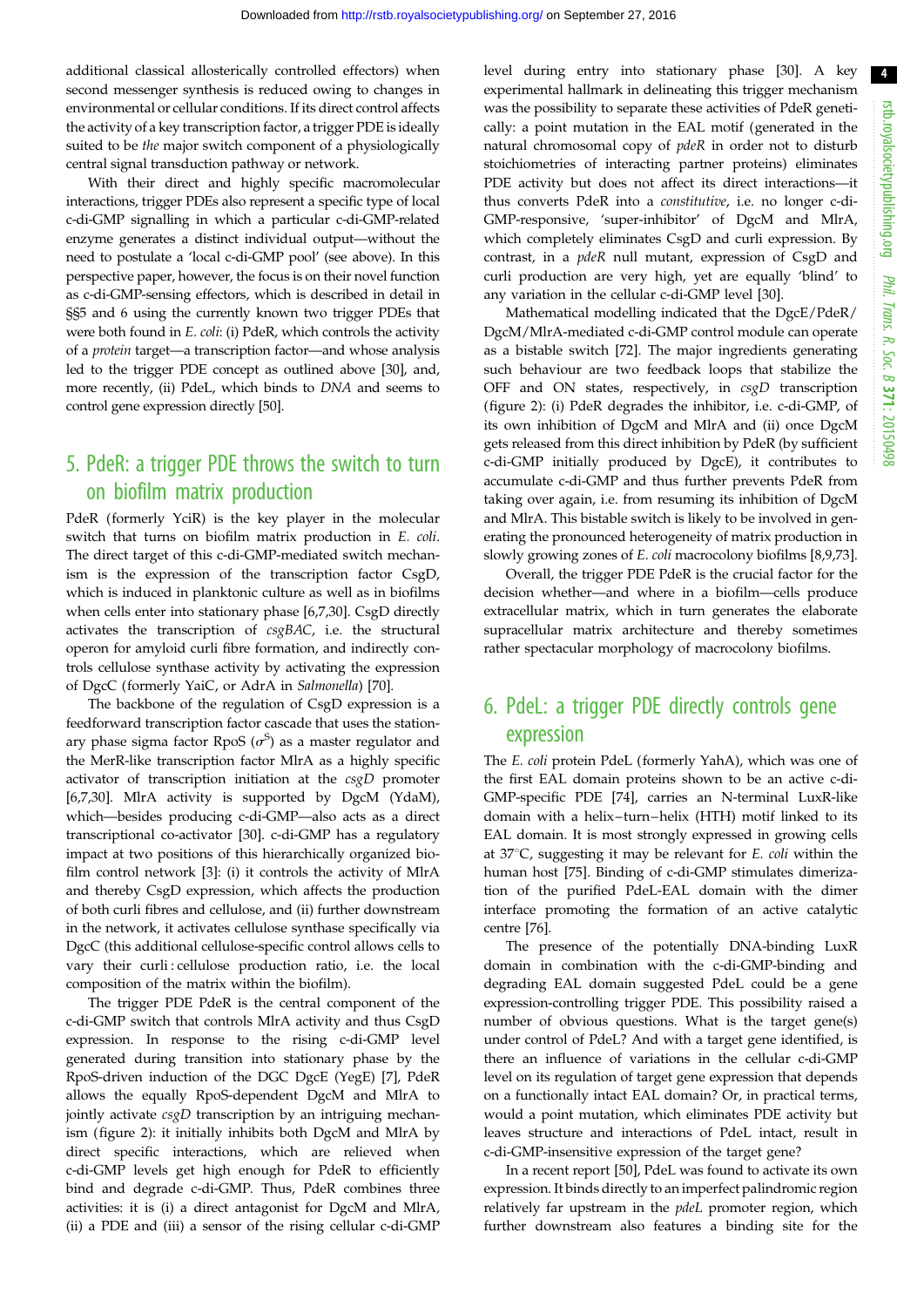additional classical allosterically controlled effectors) when second messenger synthesis is reduced owing to changes in environmental or cellular conditions. If its direct control affects the activity of a key transcription factor, a trigger PDE is ideally suited to be *the* major switch component of a physiologically central signal transduction pathway or network.

With their direct and highly specific macromolecular interactions, trigger PDEs also represent a specific type of local c-di-GMP signalling in which a particular c-di-GMP-related enzyme generates a distinct individual output—without the need to postulate a 'local c-di-GMP pool' (see above). In this perspective paper, however, the focus is on their novel function as c-di-GMP-sensing effectors, which is described in detail in §§5 and 6 using the currently known two trigger PDEs that were both found in *E. coli*: (i) PdeR, which controls the activity of a *protein* target—a transcription factor—and whose analysis led to the trigger PDE concept as outlined above [30], and, more recently, (ii) PdeL, which binds to *DNA* and seems to control gene expression directly [50].

## 5. PdeR: a trigger PDE throws the switch to turn on biofilm matrix production

PdeR (formerly YciR) is the key player in the molecular switch that turns on biofilm matrix production in *E. coli*. The direct target of this c-di-GMP-mediated switch mechanism is the expression of the transcription factor CsgD, which is induced in planktonic culture as well as in biofilms when cells enter into stationary phase [6,7,30]. CsgD directly activates the transcription of *csgBAC*, i.e. the structural operon for amyloid curli fibre formation, and indirectly controls cellulose synthase activity by activating the expression of DgcC (formerly YaiC, or AdrA in *Salmonella*) [70].

The backbone of the regulation of CsgD expression is a feedforward transcription factor cascade that uses the stationary phase sigma factor RpoS ($\sigma^S$) as a master regulator and the MerR-like transcription factor MlrA as a highly specific activator of transcription initiation at the *csgD* promoter [6,7,30]. MlrA activity is supported by DgcM (YdaM), which—besides producing c-di-GMP—also acts as a direct transcriptional co-activator [30]. c-di-GMP has a regulatory impact at two positions of this hierarchically organized biofilm control network [3]: (i) it controls the activity of MlrA and thereby CsgD expression, which affects the production of both curli fibres and cellulose, and (ii) further downstream in the network, it activates cellulose synthase specifically via DgcC (this additional cellulose-specific control allows cells to vary their curli : cellulose production ratio, i.e. the local composition of the matrix within the biofilm).

The trigger PDE PdeR is the central component of the c-di-GMP switch that controls MlrA activity and thus CsgD expression. In response to the rising c-di-GMP level generated during transition into stationary phase by the RpoS-driven induction of the DGC DgcE (YegE) [7], PdeR allows the equally RpoS-dependent DgcM and MlrA to jointly activate *csgD* transcription by an intriguing mechanism (figure 2): it initially inhibits both DgcM and MlrA by direct specific interactions, which are relieved when c-di-GMP levels get high enough for PdeR to efficiently bind and degrade c-di-GMP. Thus, PdeR combines three activities: it is (i) a direct antagonist for DgcM and MlrA, (ii) a PDE and (iii) a sensor of the rising cellular c-di-GMP level during entry into stationary phase [30]. A key experimental hallmark in delineating this trigger mechanism was the possibility to separate these activities of PdeR genetically: a point mutation in the EAL motif (generated in the natural chromosomal copy of *pdeR* in order not to disturb stoichiometries of interacting partner proteins) eliminates PDE activity but does not affect its direct interactions—it thus converts PdeR into a *constitutive*, i.e. no longer c-di-GMP-responsive, 'super-inhibitor' of DgcM and MlrA, which completely eliminates CsgD and curli expression. By contrast, in a *pdeR* null mutant, expression of CsgD and curli production are very high, yet are equally 'blind' to any variation in the cellular c-di-GMP level [30].

Mathematical modelling indicated that the DgcE/PdeR/DgcM/MlrA-mediated c-di-GMP control module can operate as a bistable switch [72]. The major ingredients generating such behaviour are two feedback loops that stabilize the OFF and ON states, respectively, in *csgD* transcription (figure 2): (i) PdeR degrades the inhibitor, i.e. c-di-GMP, of its own inhibition of DgcM and MlrA and (ii) once DgcM gets released from this direct inhibition by PdeR (by sufficient c-di-GMP initially produced by DgcE), it contributes to accumulate c-di-GMP and thus further prevents PdeR from taking over again, i.e. from resuming its inhibition of DgcM and MlrA. This bistable switch is likely to be involved in generating the pronounced heterogeneity of matrix production in slowly growing zones of *E. coli* macrocolony biofilms [8,9,73].

Overall, the trigger PDE PdeR is the crucial factor for the decision whether—and where in a biofilm—cells produce extracellular matrix, which in turn generates the elaborate supracellular matrix architecture and thereby sometimes rather spectacular morphology of macrocolony biofilms.

## 6. PdeL: a trigger PDE directly controls gene expression

The *E. coli* protein PdeL (formerly YahA), which was one of the first EAL domain proteins shown to be an active c-di-GMP-specific PDE [74], carries an N-terminal LuxR-like domain with a helix–turn–helix (HTH) motif linked to its EAL domain. It is most strongly expressed in growing cells at 37°C, suggesting it may be relevant for *E. coli* within the human host [75]. Binding of c-di-GMP stimulates dimerization of the purified PdeL-EAL domain with the dimer interface promoting the formation of an active catalytic centre [76].

The presence of the potentially DNA-binding LuxR domain in combination with the c-di-GMP-binding and degrading EAL domain suggested PdeL could be a gene expression-controlling trigger PDE. This possibility raised a number of obvious questions. What is the target gene(s) under control of PdeL? And with a target gene identified, is there an influence of variations in the cellular c-di-GMP level on its regulation of target gene expression that depends on a functionally intact EAL domain? Or, in practical terms, would a point mutation, which eliminates PDE activity but leaves structure and interactions of PdeL intact, result in c-di-GMP-insensitive expression of the target gene?

In a recent report [50], PdeL was found to activate its own expression. It binds directly to an imperfect palindromic region relatively far upstream in the *pdeL* promoter region, which further downstream also features a binding site for the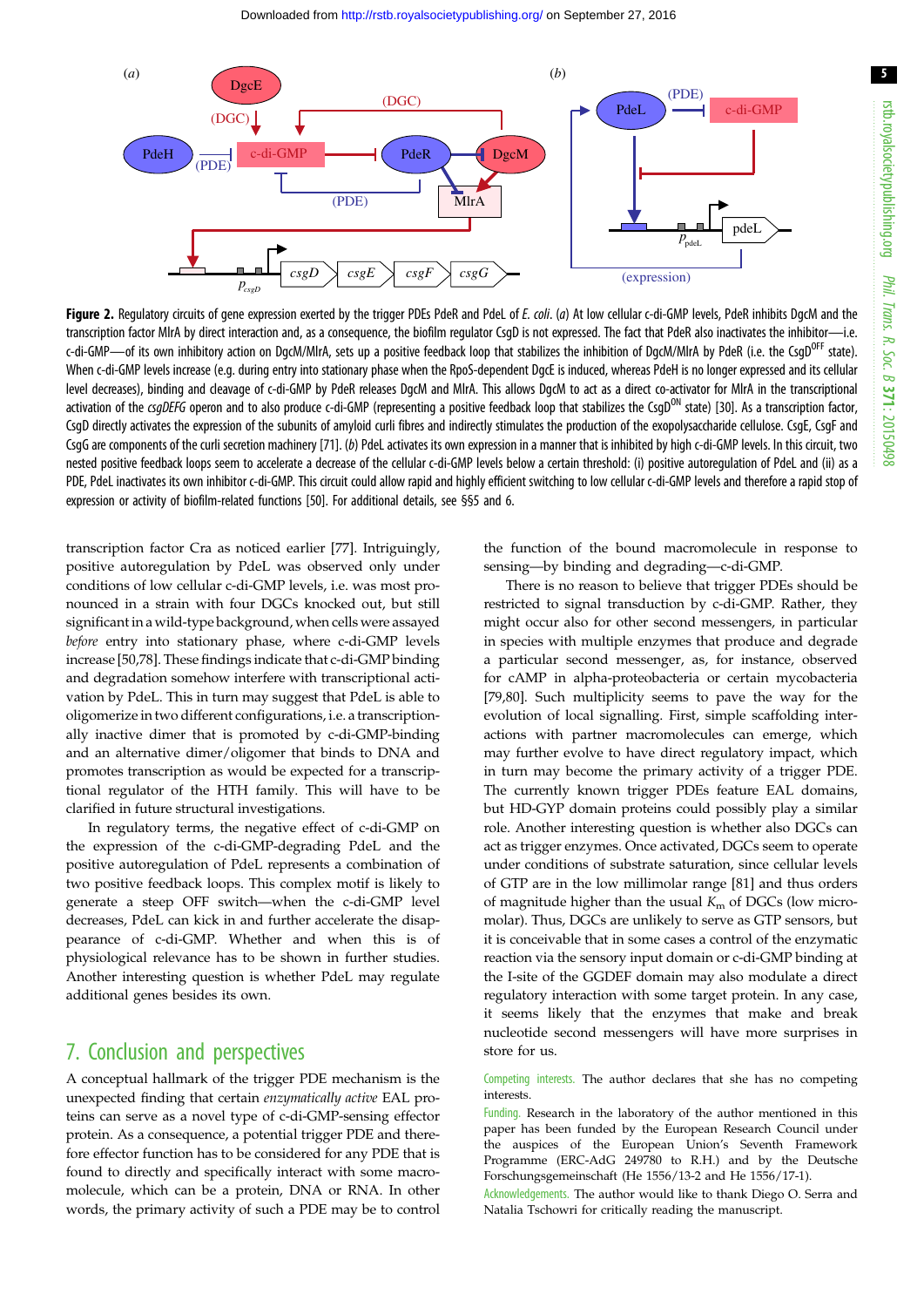(*a*)

DgcE

(DGC)

(DGC)

PdeH

(PDE)

c-di-GMP

PdeR

DgcM

MlrA

(PDE)

$P_{csgD}$

*csgD* *csgE* *csgF* *csgG*

(*b*)

PdeL

(PDE)

c-di-GMP

$P_{pdeL}$

pdeL

(expression)

**Figure 2.** Regulatory circuits of gene expression exerted by the trigger PDEs PdeR and PdeL of *E. coli*. (*a*) At low cellular c-di-GMP levels, PdeR inhibits DgcM and the transcription factor MlrA by direct interaction and, as a consequence, the biofilm regulator CsgD is not expressed. The fact that PdeR also inactivates the inhibitor—i.e. c-di-GMP—of its own inhibitory action on DgcM/MlrA, sets up a positive feedback loop that stabilizes the inhibition of DgcM/MlrA by PdeR (i.e. the $\text{CsgD}^{\text{OFF}}$ state). When c-di-GMP levels increase (e.g. during entry into stationary phase when the RpoS-dependent DgcE is induced, whereas PdeH is no longer expressed and its cellular level decreases), binding and cleavage of c-di-GMP by PdeR releases DgcM and MlrA. This allows DgcM to act as a direct co-activator for MlrA in the transcriptional activation of the *csgDEFG* operon and to also produce c-di-GMP (representing a positive feedback loop that stabilizes the $\text{CsgD}^{\text{ON}}$ state) [30]. As a transcription factor, CsgD directly activates the expression of the subunits of amyloid curli fibres and indirectly stimulates the production of the exopolysaccharide cellulose. CsgE, CsgF and CsgG are components of the curli secretion machinery [71]. (*b*) PdeL activates its own expression in a manner that is inhibited by high c-di-GMP levels. In this circuit, two nested positive feedback loops seem to accelerate a decrease of the cellular c-di-GMP levels below a certain threshold: (i) positive autoregulation of PdeL and (ii) as a PDE, PdeL inactivates its own inhibitor c-di-GMP. This circuit could allow rapid and highly efficient switching to low cellular c-di-GMP levels and therefore a rapid stop of expression or activity of biofilm-related functions [50]. For additional details, see §§5 and 6.

transcription factor Cra as noticed earlier [77]. Intriguingly, positive autoregulation by PdeL was observed only under conditions of low cellular c-di-GMP levels, i.e. was most pronounced in a strain with four DGCs knocked out, but still significant in a wild-type background, when cells were assayed *before* entry into stationary phase, where c-di-GMP levels increase [50,78]. These findings indicate that c-di-GMP binding and degradation somehow interfere with transcriptional activation by PdeL. This in turn may suggest that PdeL is able to oligomerize in two different configurations, i.e. a transcriptionally inactive dimer that is promoted by c-di-GMP-binding and an alternative dimer/oligomer that binds to DNA and promotes transcription as would be expected for a transcriptional regulator of the HTH family. This will have to be clarified in future structural investigations.

In regulatory terms, the negative effect of c-di-GMP on the expression of the c-di-GMP-degrading PdeL and the positive autoregulation of PdeL represents a combination of two positive feedback loops. This complex motif is likely to generate a steep OFF switch—when the c-di-GMP level decreases, PdeL can kick in and further accelerate the disappearance of c-di-GMP. Whether and when this is of physiological relevance has to be shown in further studies. Another interesting question is whether PdeL may regulate additional genes besides its own.

## 7. Conclusion and perspectives

A conceptual hallmark of the trigger PDE mechanism is the unexpected finding that certain *enzymatically active* EAL proteins can serve as a novel type of c-di-GMP-sensing effector protein. As a consequence, a potential trigger PDE and therefore effector function has to be considered for any PDE that is found to directly and specifically interact with some macromolecule, which can be a protein, DNA or RNA. In other words, the primary activity of such a PDE may be to control the function of the bound macromolecule in response to sensing—by binding and degrading—c-di-GMP.

There is no reason to believe that trigger PDEs should be restricted to signal transduction by c-di-GMP. Rather, they might occur also for other second messengers, in particular in species with multiple enzymes that produce and degrade a particular second messenger, as, for instance, observed for cAMP in alpha-proteobacteria or certain mycobacteria [79,80]. Such multiplicity seems to pave the way for the evolution of local signalling. First, simple scaffolding interactions with partner macromolecules can emerge, which may further evolve to have direct regulatory impact, which in turn may become the primary activity of a trigger PDE. The currently known trigger PDEs feature EAL domains, but HD-GYP domain proteins could possibly play a similar role. Another interesting question is whether also DGCs can act as trigger enzymes. Once activated, DGCs seem to operate under conditions of substrate saturation, since cellular levels of GTP are in the low millimolar range [81] and thus orders of magnitude higher than the usual $K_m$ of DGCs (low micromolar). Thus, DGCs are unlikely to serve as GTP sensors, but it is conceivable that in some cases a control of the enzymatic reaction via the sensory input domain or c-di-GMP binding at the I-site of the GGDEF domain may also modulate a direct regulatory interaction with some target protein. In any case, it seems likely that the enzymes that make and break nucleotide second messengers will have more surprises in store for us.

Competing interests. The author declares that she has no competing interests.

Funding. Research in the laboratory of the author mentioned in this paper has been funded by the European Research Council under the auspices of the European Union's Seventh Framework Programme (ERC-AdG 249780 to R.H.) and by the Deutsche Forschungsgemeinschaft (He 1556/13-2 and He 1556/17-1).

Acknowledgements. The author would like to thank Diego O. Serra and Natalia Tschowri for critically reading the manuscript.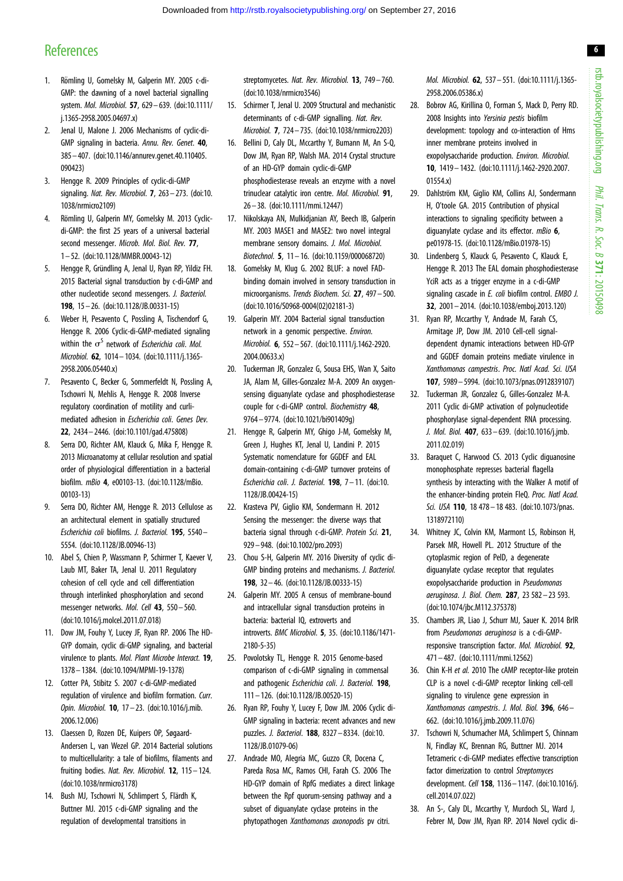## References

1. Römling U, Gomelsky M, Galperin MY. 2005 c-di-GMP: the dawning of a novel bacterial signalling system. *Mol. Microbiol.* **57**, 629–639. (doi:10.1111/j.1365-2958.2005.04697.x)
2. Jenal U, Malone J. 2006 Mechanisms of cyclic-di-GMP signaling in bacteria. *Annu. Rev. Genet.* **40**, 385–407. (doi:10.1146/annurev.genet.40.110405.090423)
3. Hengge R. 2009 Principles of cyclic-di-GMP signaling. *Nat. Rev. Microbiol.* **7**, 263–273. (doi:10.1038/nrmicro2109)
4. Römling U, Galperin MY, Gomelsky M. 2013 Cyclic-di-GMP: the first 25 years of a universal bacterial second messenger. *Microb. Mol. Biol. Rev.* **77**, 1–52. (doi:10.1128/MMBR.00043-12)
5. Hengge R, Gründling A, Jenal U, Ryan RP, Yildiz FH. 2015 Bacterial signal transduction by c-di-GMP and other nucleotide second messengers. *J. Bacteriol.* **198**, 15–26. (doi:10.1128/JB.00331-15)
6. Weber H, Pesavento C, Possling A, Tischendorf G, Hengge R. 2006 Cyclic-di-GMP-mediated signaling within the $\sigma^S$ network of *Escherichia coli*. *Mol. Microbiol.* **62**, 1014–1034. (doi:10.1111/j.1365-2958.2006.05440.x)
7. Pesavento C, Becker G, Sommerfeldt N, Possling A, Tschowri N, Mehlis A, Hengge R. 2008 Inverse regulatory coordination of motility and curli-mediated adhesion in *Escherichia coli*. *Genes Dev.* **22**, 2434–2446. (doi:10.1101/gad.475808)
8. Serra DO, Richter AM, Klauck G, Mika F, Hengge R. 2013 Microanatomy at cellular resolution and spatial order of physiological differentiation in a bacterial biofilm. *mBio* **4**, e00103-13. (doi:10.1128/mBio.00103-13)
9. Serra DO, Richter AM, Hengge R. 2013 Cellulose as an architectural element in spatially structured *Escherichia coli* biofilms. *J. Bacteriol.* **195**, 5540–5554. (doi:10.1128/JB.00946-13)
10. Abel S, Chien P, Wassmann P, Schirmer T, Kaever V, Laub MT, Baker TA, Jenal U. 2011 Regulatory cohesion of cell cycle and cell differentiation through interlinked phosphorylation and second messenger networks. *Mol. Cell* **43**, 550–560. (doi:10.1016/j.molcel.2011.07.018)
11. Dow JM, Fouhy Y, Lucey JF, Ryan RP. 2006 The HD-GYP domain, cyclic di-GMP signaling, and bacterial virulence to plants. *Mol. Plant Microbe Interact.* **19**, 1378–1384. (doi:10.1094/MPMI-19-1378)
12. Cotter PA, Stibitz S. 2007 c-di-GMP-mediated regulation of virulence and biofilm formation. *Curr. Opin. Microbiol.* **10**, 17–23. (doi:10.1016/j.mib.2006.12.006)
13. Claessen D, Rozen DE, Kuipers OP, Søgaard-Andersen L, van Wezel GP. 2014 Bacterial solutions to multicellularity: a tale of biofilms, filaments and fruiting bodies. *Nat. Rev. Microbiol.* **12**, 115–124. (doi:10.1038/nrmicro3178)
14. Bush MJ, Tschowri N, Schlimpert S, Flärdh K, Buttner MJ. 2015 c-di-GMP signalling and the regulation of developmental transitions in streptomycetes. *Nat. Rev. Microbiol.* **13**, 749–760. (doi:10.1038/nrmicro3546)
15. Schirmer T, Jenal U. 2009 Structural and mechanistic determinants of c-di-GMP signalling. *Nat. Rev. Microbiol.* **7**, 724–735. (doi:10.1038/nrmicro2203)
16. Bellini D, Caly DL, Mccarthy Y, Bumann M, An S-Q, Dow JM, Ryan RP, Walsh MA. 2014 Crystal structure of an HD-GYP domain cyclic-di-GMP phosphodiesterase reveals an enzyme with a novel trinuclear catalytic iron centre. *Mol. Microbiol.* **91**, 26–38. (doi:10.1111/mmi.12447)
17. Nikolskaya AN, Mulkidjanian AY, Beech IB, Galperin MY. 2003 MASE1 and MASE2: two novel integral membrane sensory domains. *J. Mol. Microbiol. Biotechnol.* **5**, 11–16. (doi:10.1159/000068720)
18. Gomelsky M, Klug G. 2002 BLUF: a novel FAD-binding domain involved in sensory transduction in microorganisms. *Trends Biochem. Sci.* **27**, 497–500. (doi:10.1016/S0968-0004(02)02181-3)
19. Galperin MY. 2004 Bacterial signal transduction network in a genomic perspective. *Environ. Microbiol.* **6**, 552–567. (doi:10.1111/j.1462-2920.2004.00633.x)
20. Tuckerman JR, Gonzalez G, Sousa EHS, Wan X, Saito JA, Alam M, Gilles-Gonzalez M-A. 2009 An oxygen-sensing diguanylate cyclase and phosphodiesterase couple for c-di-GMP control. *Biochemistry* **48**, 9764–9774. (doi:10.1021/bi901409g)
21. Hengge R, Galperin MY, Ghigo J-M, Gomelsky M, Green J, Hughes KT, Jenal U, Landini P. 2015 Systematic nomenclature for GGDEF and EAL domain-containing c-di-GMP turnover proteins of *Escherichia coli*. *J. Bacteriol.* **198**, 7–11. (doi:10.1128/JB.00424-15)
22. Krasteva PV, Giglio KM, Sondermann H. 2012 Sensing the messenger: the diverse ways that bacteria signal through c-di-GMP. *Protein Sci.* **21**, 929–948. (doi:10.1002/pro.2093)
23. Chou S-H, Galperin MY. 2016 Diversity of cyclic di-GMP binding proteins and mechanisms. *J. Bacteriol.* **198**, 32–46. (doi:10.1128/JB.00333-15)
24. Galperin MY. 2005 A census of membrane-bound and intracellular signal transduction proteins in bacteria: bacterial IQ, extroverts and introverts. *BMC Microbiol.* **5**, 35. (doi:10.1186/1471-2180-5-35)
25. Povolotsky TL, Hengge R. 2015 Genome-based comparison of c-di-GMP signaling in commensal and pathogenic *Escherichia coli*. *J. Bacteriol.* **198**, 111–126. (doi:10.1128/JB.00520-15)
26. Ryan RP, Fouhy Y, Lucey JF, Dow JM. 2006 Cyclic di-GMP signaling in bacteria: recent advances and new puzzles. *J. Bacteriol.* **188**, 8327–8334. (doi:10.1128/JB.01079-06)
27. Andrade MO, Alegria MC, Guzzo CR, Docena C, Pareda Rosa MC, Ramos CHI, Farah CS. 2006 The HD-GYP domain of RpfG mediates a direct linkage between the Rpf quorum-sensing pathway and a subset of diguanylate cyclase proteins in the phytopathogen *Xanthomonas axonopodis* pv citri. *Mol. Microbiol.* **62**, 537–551. (doi:10.1111/j.1365-2958.2006.05386.x)
28. Bobrov AG, Kirillina O, Forman S, Mack D, Perry RD. 2008 Insights into *Yersinia pestis* biofilm development: topology and co-interaction of Hms inner membrane proteins involved in exopolysaccharide production. *Environ. Microbiol.* **10**, 1419–1432. (doi:10.1111/j.1462-2920.2007.01554.x)
29. Dahlström KM, Giglio KM, Collins AJ, Sondermann H, O'toole GA. 2015 Contribution of physical interactions to signaling specificity between a diguanylate cyclase and its effector. *mBio* **6**, pe01978-15. (doi:10.1128/mBio.01978-15)
30. Lindenberg S, Klauck G, Pesavento C, Klauck E, Hengge R. 2013 The EAL domain phosphodiesterase YciR acts as a trigger enzyme in a c-di-GMP signaling cascade in *E. coli* biofilm control. *EMBO J.* **32**, 2001–2014. (doi:10.1038/emboj.2013.120)
31. Ryan RP, Mccarthy Y, Andrade M, Farah CS, Armitage JP, Dow JM. 2010 Cell-cell signal-dependent dynamic interactions between HD-GYP and GGDEF domain proteins mediate virulence in *Xanthomonas campestris*. *Proc. Natl Acad. Sci. USA* **107**, 5989–5994. (doi:10.1073/pnas.0912839107)
32. Tuckerman JR, Gonzalez G, Gilles-Gonzalez M-A. 2011 Cyclic di-GMP activation of polynucleotide phosphorylase signal-dependent RNA processing. *J. Mol. Biol.* **407**, 633–639. (doi:10.1016/j.jmb.2011.02.019)
33. Baraquet C, Harwood CS. 2013 Cyclic diguanosine monophosphate represses bacterial flagella synthesis by interacting with the Walker A motif of the enhancer-binding protein FleQ. *Proc. Natl Acad. Sci. USA* **110**, 18 478–18 483. (doi:10.1073/pnas.1318972110)
34. Whitney JC, Colvin KM, Marmont LS, Robinson H, Parsek MR, Howell PL. 2012 Structure of the cytoplasmic region of PelD, a degenerate diguanylate cyclase receptor that regulates exopolysaccharide production in *Pseudomonas aeruginosa*. *J. Biol. Chem.* **287**, 23 582–23 593. (doi:10.1074/jbc.M112.375378)
35. Chambers JR, Liao J, Schurr MJ, Sauer K. 2014 BrlR from *Pseudomonas aeruginosa* is a c-di-GMP-responsive transcription factor. *Mol. Microbiol.* **92**, 471–487. (doi:10.1111/mmi.12562)
36. Chin K-H *et al.* 2010 The cAMP receptor-like protein CLP is a novel c-di-GMP receptor linking cell-cell signaling to virulence gene expression in *Xanthomonas campestris*. *J. Mol. Biol.* **396**, 646–662. (doi:10.1016/j.jmb.2009.11.076)
37. Tschowri N, Schumacher MA, Schlimpert S, Chinnam N, Findlay KC, Brennan RG, Buttner MJ. 2014 Tetrameric c-di-GMP mediates effective transcription factor dimerization to control *Streptomyces* development. *Cell* **158**, 1136–1147. (doi:10.1016/j.cell.2014.07.022)
38. An S-, Caly DL, Mccarthy Y, Murdoch SL, Ward J, Febrer M, Dow JM, Ryan RP. 2014 Novel cyclic di-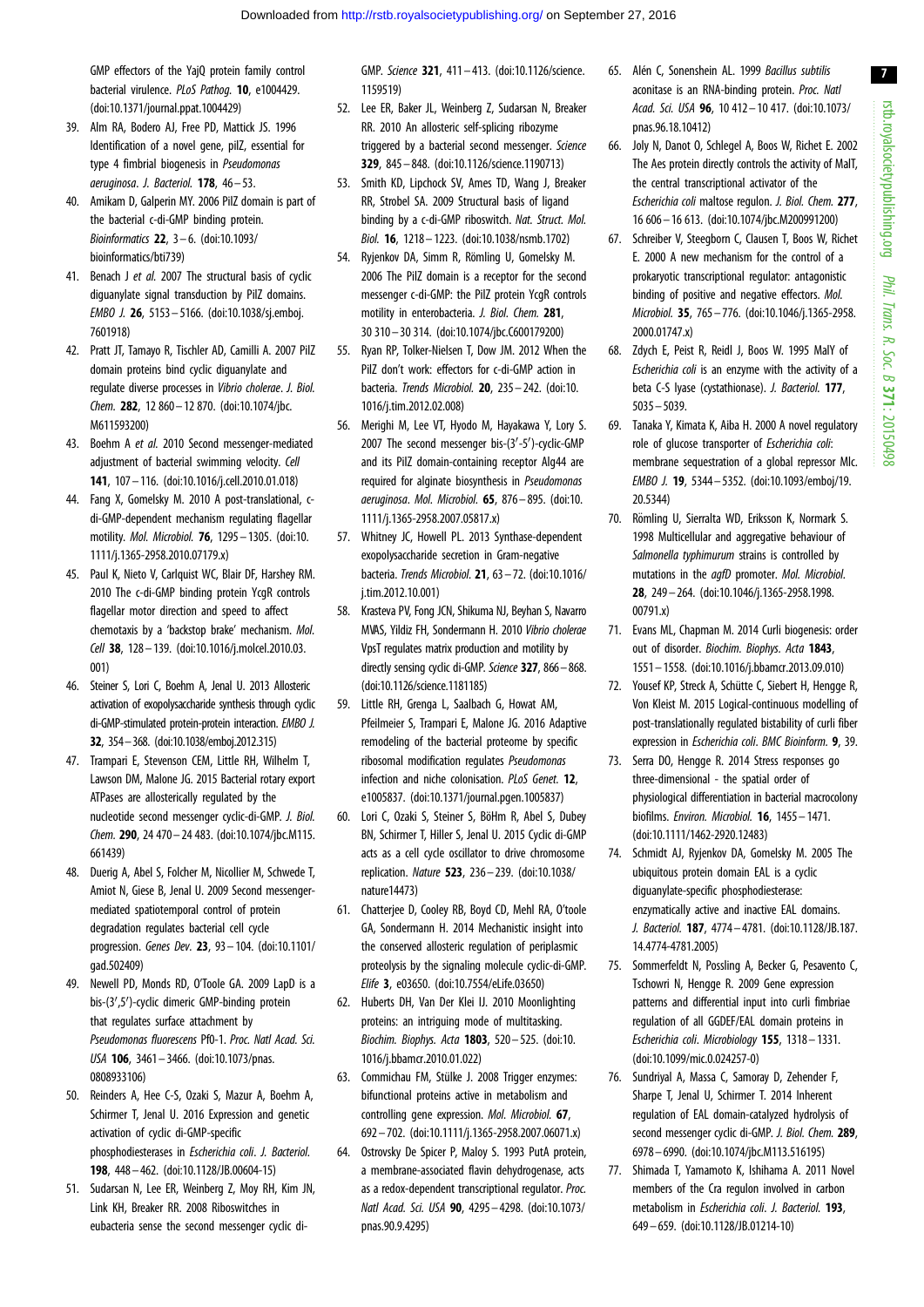GMP effectors of the YajQ protein family control bacterial virulence. *PLoS Pathog.* **10**, e1004429. (doi:10.1371/journal.ppat.1004429)

39. Alm RA, Bodero AJ, Free PD, Mattick JS. 1996 Identification of a novel gene, pilZ, essential for type 4 fimbrial biogenesis in *Pseudomonas aeruginosa*. *J. Bacteriol.* **178**, 46–53.
40. Amikam D, Galperin MY. 2006 PilZ domain is part of the bacterial c-di-GMP binding protein. *Bioinformatics* **22**, 3–6. (doi:10.1093/bioinformatics/bti739)
41. Benach J *et al.* 2007 The structural basis of cyclic diguanylate signal transduction by PilZ domains. *EMBO J.* **26**, 5153–5166. (doi:10.1038/sj.emboj.7601918)
42. Pratt JT, Tamayo R, Tischler AD, Camilli A. 2007 PilZ domain proteins bind cyclic diguanylate and regulate diverse processes in *Vibrio cholerae*. *J. Biol. Chem.* **282**, 12 860–12 870. (doi:10.1074/jbc.M611593200)
43. Boehm A *et al.* 2010 Second messenger-mediated adjustment of bacterial swimming velocity. *Cell* **141**, 107–116. (doi:10.1016/j.cell.2010.01.018)
44. Fang X, Gomelsky M. 2010 A post-translational, c-di-GMP-dependent mechanism regulating flagellar motility. *Mol. Microbiol.* **76**, 1295–1305. (doi:10.1111/j.1365-2958.2010.07179.x)
45. Paul K, Nieto V, Carlquist WC, Blair DF, Harshey RM. 2010 The c-di-GMP binding protein YcgR controls flagellar motor direction and speed to affect chemotaxis by a 'backstop brake' mechanism. *Mol. Cell* **38**, 128–139. (doi:10.1016/j.molcel.2010.03.001)
46. Steiner S, Lori C, Boehm A, Jenal U. 2013 Allosteric activation of exopolysaccharide synthesis through cyclic di-GMP-stimulated protein-protein interaction. *EMBO J.* **32**, 354–368. (doi:10.1038/emboj.2012.315)
47. Trampari E, Stevenson CEM, Little RH, Wilhelm T, Lawson DM, Malone JG. 2015 Bacterial rotary export ATPases are allosterically regulated by the nucleotide second messenger cyclic-di-GMP. *J. Biol. Chem.* **290**, 24 470–24 483. (doi:10.1074/jbc.M115.661439)
48. Duerig A, Abel S, Folcher M, Nicollier M, Schwede T, Amiot N, Giese B, Jenal U. 2009 Second messenger-mediated spatiotemporal control of protein degradation regulates bacterial cell cycle progression. *Genes Dev.* **23**, 93–104. (doi:10.1101/gad.502409)
49. Newell PD, Monds RD, O'Toole GA. 2009 LapD is a bis-(3',5')-cyclic dimeric GMP-binding protein that regulates surface attachment by *Pseudomonas fluorescens* Pf0-1. *Proc. Natl Acad. Sci. USA* **106**, 3461–3466. (doi:10.1073/pnas.0808933106)
50. Reinders A, Hee C-S, Ozaki S, Mazur A, Boehm A, Schirmer T, Jenal U. 2016 Expression and genetic activation of cyclic di-GMP-specific phosphodiesterases in *Escherichia coli*. *J. Bacteriol.* **198**, 448–462. (doi:10.1128/JB.00604-15)
51. Sudarsan N, Lee ER, Weinberg Z, Moy RH, Kim JN, Link KH, Breaker RR. 2008 Riboswitches in eubacteria sense the second messenger cyclic di-GMP. *Science* **321**, 411–413. (doi:10.1126/science.1159519)
52. Lee ER, Baker JL, Weinberg Z, Sudarsan N, Breaker RR. 2010 An allosteric self-splicing ribozyme triggered by a bacterial second messenger. *Science* **329**, 845–848. (doi:10.1126/science.1190713)
53. Smith KD, Lipchock SV, Ames TD, Wang J, Breaker RR, Strobel SA. 2009 Structural basis of ligand binding by a c-di-GMP riboswitch. *Nat. Struct. Mol. Biol.* **16**, 1218–1223. (doi:10.1038/nsmb.1702)
54. Ryjenkov DA, Simm R, Römling U, Gomelsky M. 2006 The PilZ domain is a receptor for the second messenger c-di-GMP: the PilZ protein YcgR controls motility in enterobacteria. *J. Biol. Chem.* **281**, 30 310–30 314. (doi:10.1074/jbc.C600179200)
55. Ryan RP, Tolker-Nielsen T, Dow JM. 2012 When the PilZ don't work: effectors for c-di-GMP action in bacteria. *Trends Microbiol.* **20**, 235–242. (doi:10.1016/j.tim.2012.02.008)
56. Merighi M, Lee VT, Hyodo M, Hayakawa Y, Lory S. 2007 The second messenger bis-(3'-5')-cyclic-GMP and its PilZ domain-containing receptor Alg44 are required for alginate biosynthesis in *Pseudomonas aeruginosa*. *Mol. Microbiol.* **65**, 876–895. (doi:10.1111/j.1365-2958.2007.05817.x)
57. Whitney JC, Howell PL. 2013 Synthase-dependent exopolysaccharide secretion in Gram-negative bacteria. *Trends Microbiol.* **21**, 63–72. (doi:10.1016/j.tim.2012.10.001)
58. Krasteva PV, Fong JCN, Shikuma NJ, Beyhan S, Navarro MVAS, Yildiz FH, Sondermann H. 2010 *Vibrio cholerae* VpsT regulates matrix production and motility by directly sensing cyclic di-GMP. *Science* **327**, 866–868. (doi:10.1126/science.1181185)
59. Little RH, Grenga L, Saalbach G, Howat AM, Pfeilmeier S, Trampari E, Malone JG. 2016 Adaptive remodeling of the bacterial proteome by specific ribosomal modification regulates *Pseudomonas* infection and niche colonisation. *PLoS Genet.* **12**, e1005837. (doi:10.1371/journal.pgen.1005837)
60. Lori C, Ozaki S, Steiner S, BöHm R, Abel S, Dubey BN, Schirmer T, Hiller S, Jenal U. 2015 Cyclic di-GMP acts as a cell cycle oscillator to drive chromosome replication. *Nature* **523**, 236–239. (doi:10.1038/nature14473)
61. Chatterjee D, Cooley RB, Boyd CD, Mehl RA, O'toole GA, Sondermann H. 2014 Mechanistic insight into the conserved allosteric regulation of periplasmic proteolysis by the signaling molecule cyclic-di-GMP. *Elife* **3**, e03650. (doi:10.7554/eLife.03650)
62. Huberts DH, Van Der Klei IJ. 2010 Moonlighting proteins: an intriguing mode of multitasking. *Biochim. Biophys. Acta* **1803**, 520–525. (doi:10.1016/j.bbamcr.2010.01.022)
63. Commichau FM, Stülke J. 2008 Trigger enzymes: bifunctional proteins active in metabolism and controlling gene expression. *Mol. Microbiol.* **67**, 692–702. (doi:10.1111/j.1365-2958.2007.06071.x)
64. Ostrovsky De Spicer P, Maloy S. 1993 PutA protein, a membrane-associated flavin dehydrogenase, acts as a redox-dependent transcriptional regulator. *Proc. Natl Acad. Sci. USA* **90**, 4295–4298. (doi:10.1073/pnas.90.9.4295)
65. Alén C, Sonenshein AL. 1999 *Bacillus subtilis* aconitase is an RNA-binding protein. *Proc. Natl Acad. Sci. USA* **96**, 10 412–10 417. (doi:10.1073/pnas.96.18.10412)
66. Joly N, Danot O, Schlegel A, Boos W, Richet E. 2002 The Aes protein directly controls the activity of MalT, the central transcriptional activator of the *Escherichia coli* maltose regulon. *J. Biol. Chem.* **277**, 16 606–16 613. (doi:10.1074/jbc.M200991200)
67. Schreiber V, Steegborn C, Clausen T, Boos W, Richet E. 2000 A new mechanism for the control of a prokaryotic transcriptional regulator: antagonistic binding of positive and negative effectors. *Mol. Microbiol.* **35**, 765–776. (doi:10.1046/j.1365-2958.2000.01747.x)
68. Zdych E, Peist R, Reidl J, Boos W. 1995 MalY of *Escherichia coli* is an enzyme with the activity of a beta C-S lyase (cystathionase). *J. Bacteriol.* **177**, 5035–5039.
69. Tanaka Y, Kimata K, Aiba H. 2000 A novel regulatory role of glucose transporter of *Escherichia coli*: membrane sequestration of a global repressor Mlc. *EMBO J.* **19**, 5344–5352. (doi:10.1093/emboj/19.20.5344)
70. Römling U, Sierralta WD, Eriksson K, Normark S. 1998 Multicellular and aggregative behaviour of *Salmonella typhimurum* strains is controlled by mutations in the *agfD* promoter. *Mol. Microbiol.* **28**, 249–264. (doi:10.1046/j.1365-2958.1998.00791.x)
71. Evans ML, Chapman M. 2014 Curli biogenesis: order out of disorder. *Biochim. Biophys. Acta* **1843**, 1551–1558. (doi:10.1016/j.bbamcr.2013.09.010)
72. Yousef KP, Streck A, Schütte C, Siebert H, Hengge R, Von Kleist M. 2015 Logical-continuous modelling of post-translationally regulated bistability of curli fiber expression in *Escherichia coli*. *BMC Bioinform.* **9**, 39.
73. Serra DO, Hengge R. 2014 Stress responses go three-dimensional - the spatial order of physiological differentiation in bacterial macrocolony biofilms. *Environ. Microbiol.* **16**, 1455–1471. (doi:10.1111/1462-2920.12483)
74. Schmidt AJ, Ryjenkov DA, Gomelsky M. 2005 The ubiquitous protein domain EAL is a cyclic diguanylate-specific phosphodiesterase: enzymatically active and inactive EAL domains. *J. Bacteriol.* **187**, 4774–4781. (doi:10.1128/JB.187.14.4774-4781.2005)
75. Sommerfeldt N, Possling A, Becker G, Pesavento C, Tschowri N, Hengge R. 2009 Gene expression patterns and differential input into curli fimbriae regulation of all GGDEF/EAL domain proteins in *Escherichia coli*. *Microbiology* **155**, 1318–1331. (doi:10.1099/mic.0.024257-0)
76. Sundriyal A, Massa C, Samoray D, Zehender F, Sharpe T, Jenal U, Schirmer T. 2014 Inherent regulation of EAL domain-catalyzed hydrolysis of second messenger cyclic di-GMP. *J. Biol. Chem.* **289**, 6978–6990. (doi:10.1074/jbc.M113.516195)
77. Shimada T, Yamamoto K, Ishihama A. 2011 Novel members of the Cra regulon involved in carbon metabolism in *Escherichia coli*. *J. Bacteriol.* **193**, 649–659. (doi:10.1128/JB.01214-10)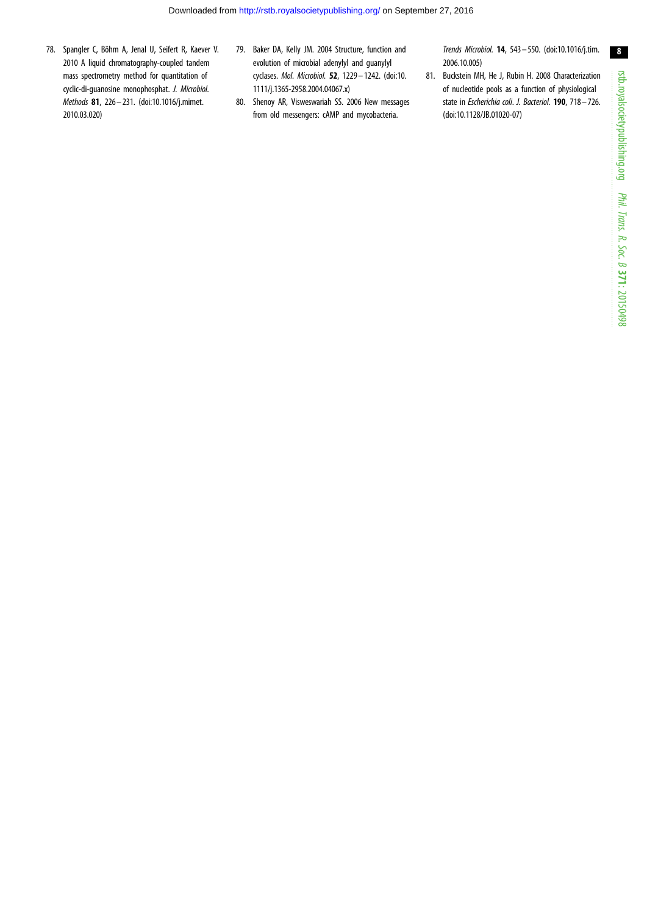78. Spangler C, Böhm A, Jenal U, Seifert R, Kaever V. 2010 A liquid chromatography-coupled tandem mass spectrometry method for quantitation of cyclic-di-guanosine monophosphat. *J. Microbiol. Methods* **81**, 226–231. (doi:10.1016/j.mimet.2010.03.020)
79. Baker DA, Kelly JM. 2004 Structure, function and evolution of microbial adenylyl and guanylyl cyclases. *Mol. Microbiol.* **52**, 1229–1242. (doi:10.1111/j.1365-2958.2004.04067.x)
80. Shenoy AR, Visweswariah SS. 2006 New messages from old messengers: cAMP and mycobacteria. *Trends Microbiol.* **14**, 543–550. (doi:10.1016/j.tim.2006.10.005)
81. Buckstein MH, He J, Rubin H. 2008 Characterization of nucleotide pools as a function of physiological state in *Escherichia coli*. *J. Bacteriol.* **190**, 718–726. (doi:10.1128/JB.01020-07)